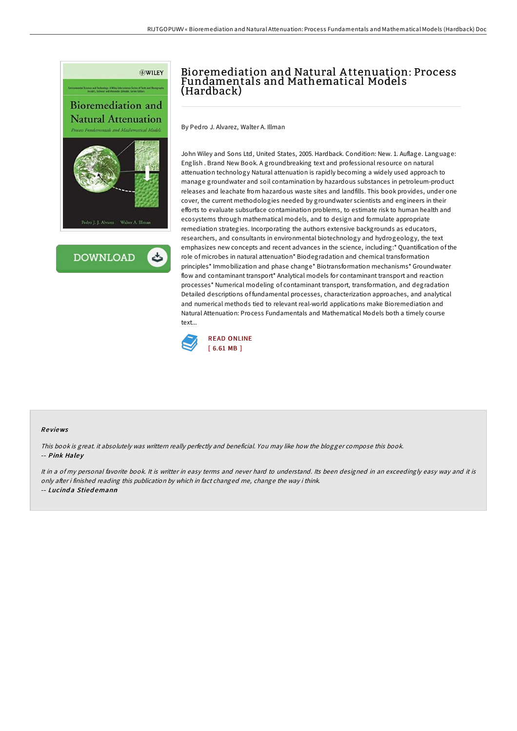# Bioremediation and Natural Attenuation: Process Fundamentals and Mathematical Models (Hardback)

By Pedro J. Alvarez, Walter A. Illman

John Wiley and Sons Ltd, United States, 2005. Hardback. Condition: New. 1. Auflage. Language: English . Brand New Book. A groundbreaking text and professional resource on natural attenuation technology Natural attenuation is rapidly becoming a widely used approach to manage groundwater and soil contamination by hazardous substances in petroleum-product releases and leachate from hazardous waste sites and landfills. This book provides, under one cover, the current methodologies needed by groundwater scientists and engineers in their efforts to evaluate subsurface contamination problems, to estimate risk to human health and ecosystems through mathematical models, and to design and formulate appropriate remediation strategies. Incorporating the authors extensive backgrounds as educators, researchers, and consultants in environmental biotechnology and hydrogeology, the text emphasizes new concepts and recent advances in the science, including:* Quantification of the role of microbes in natural attenuation* Biodegradation and chemical transformation principles* Immobilization and phase change* Biotransformation mechanisms* Groundwater flow and contaminant transport* Analytical models for contaminant transport and reaction processes* Numerical modeling of contaminant transport, transformation, and degradation Detailed descriptions of fundamental processes, characterization approaches, and analytical and numerical methods tied to relevant real-world applications make Bioremediation and Natural Attenuation: Process Fundamentals and Mathematical Models both a timely course text...

READ ONLINE
[ 6.61 MB ]

## Reviews

*This book is great. it absolutely was writtern really perfectly and beneficial. You may like how the blogger compose this book.*
-- ***Pink Haley***

*It in a of my personal favorite book. It is writter in easy terms and never hard to understand. Its been designed in an exceedingly easy way and it is only after i finished reading this publication by which in fact changed me, change the way i think.*
-- ***Lucinda Stiedemann***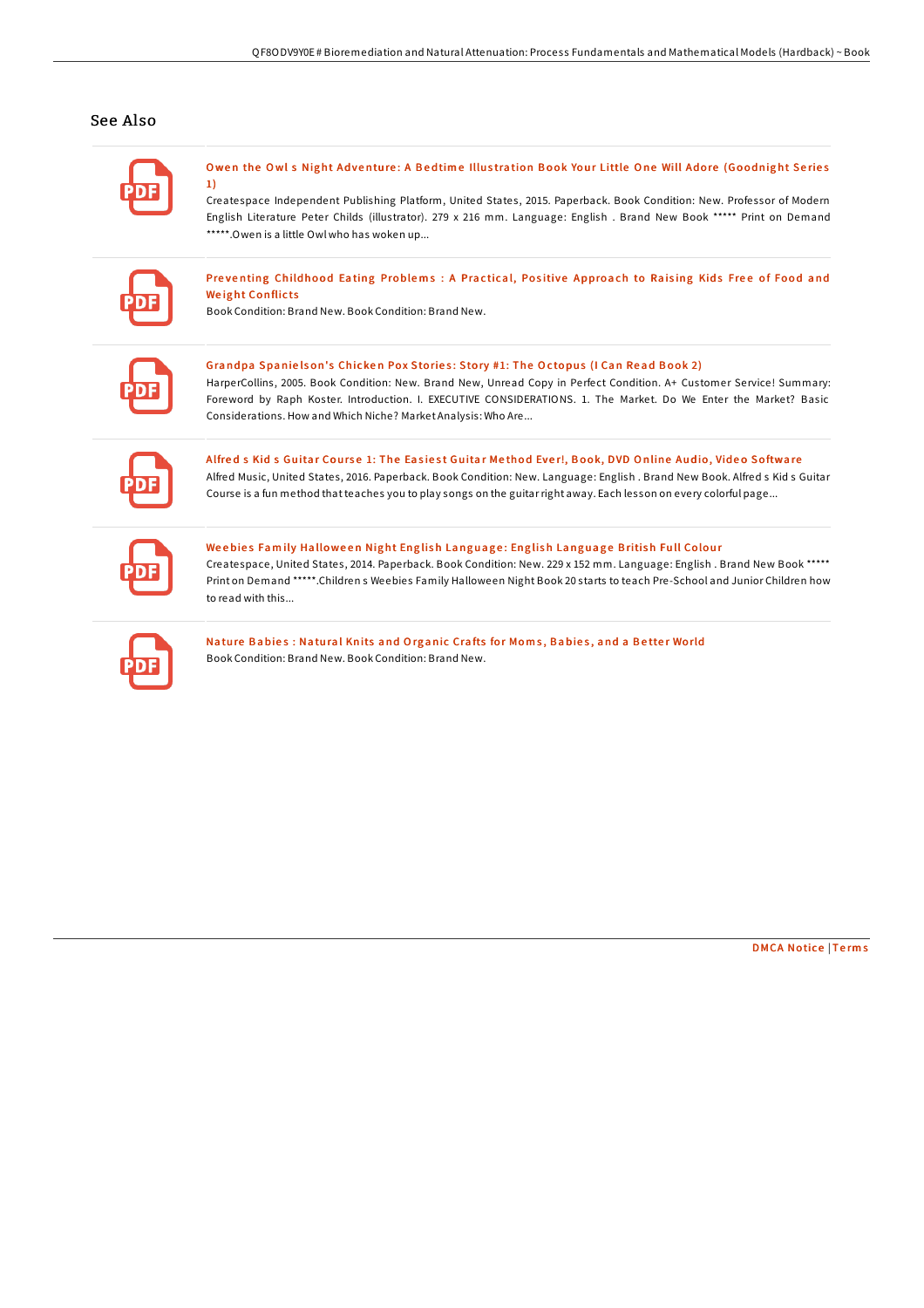## See Also

**Owen the Owl s Night Adventure: A Bedtime Illustration Book Your Little One Will Adore (Goodnight Series 1)**

Createspace Independent Publishing Platform, United States, 2015. Paperback. Book Condition: New. Professor of Modern English Literature Peter Childs (illustrator). 279 x 216 mm. Language: English . Brand New Book ***** Print on Demand *****.Owen is a little Owl who has woken up...

**Preventing Childhood Eating Problems : A Practical, Positive Approach to Raising Kids Free of Food and Weight Conflicts**

Book Condition: Brand New. Book Condition: Brand New.

**Grandpa Spanielson's Chicken Pox Stories: Story #1: The Octopus (I Can Read Book 2)**

HarperCollins, 2005. Book Condition: New. Brand New, Unread Copy in Perfect Condition. A+ Customer Service! Summary: Foreword by Raph Koster. Introduction. I. EXECUTIVE CONSIDERATIONS. 1. The Market. Do We Enter the Market? Basic Considerations. How and Which Niche? Market Analysis: Who Are...

**Alfred s Kid s Guitar Course 1: The Easiest Guitar Method Ever!, Book, DVD Online Audio, Video Software**

Alfred Music, United States, 2016. Paperback. Book Condition: New. Language: English . Brand New Book. Alfred s Kid s Guitar Course is a fun method that teaches you to play songs on the guitar right away. Each lesson on every colorful page...

**Weebies Family Halloween Night English Language: English Language British Full Colour**

Createspace, United States, 2014. Paperback. Book Condition: New. 229 x 152 mm. Language: English . Brand New Book ***** Print on Demand *****.Children s Weebies Family Halloween Night Book 20 starts to teach Pre-School and Junior Children how to read with this...

**Nature Babies : Natural Knits and Organic Crafts for Moms, Babies, and a Better World**

Book Condition: Brand New. Book Condition: Brand New.